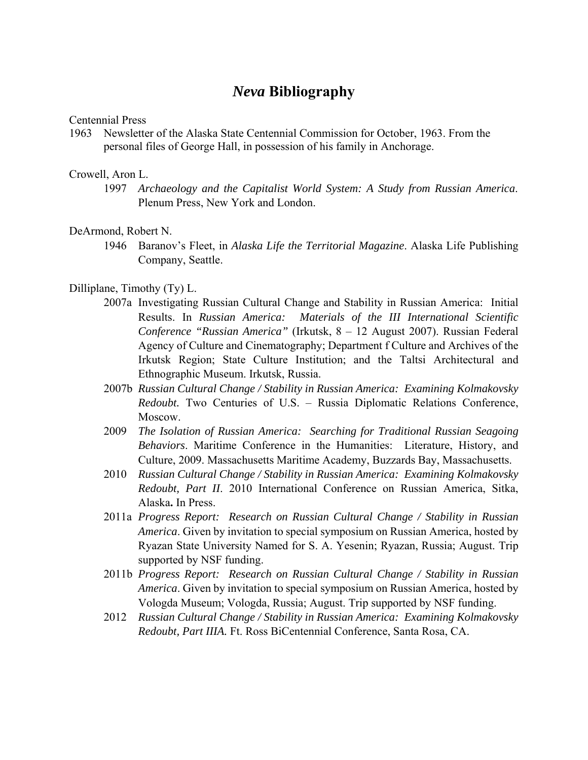# *Neva* Bibliography

Centennial Press

1963 Newsletter of the Alaska State Centennial Commission for October, 1963. From the personal files of George Hall, in possession of his family in Anchorage.

Crowell, Aron L.

1997 *Archaeology and the Capitalist World System: A Study from Russian America*. Plenum Press, New York and London.

DeArmond, Robert N.

1946 Baranov's Fleet, in *Alaska Life the Territorial Magazine*. Alaska Life Publishing Company, Seattle.

Dilliplane, Timothy (Ty) L.

2007a Investigating Russian Cultural Change and Stability in Russian America: Initial Results. In *Russian America: Materials of the III International Scientific Conference "Russian America"* (Irkutsk, 8 – 12 August 2007). Russian Federal Agency of Culture and Cinematography; Department f Culture and Archives of the Irkutsk Region; State Culture Institution; and the Taltsi Architectural and Ethnographic Museum. Irkutsk, Russia.

2007b *Russian Cultural Change / Stability in Russian America: Examining Kolmakovsky Redoubt.* Two Centuries of U.S. – Russia Diplomatic Relations Conference, Moscow.

2009 *The Isolation of Russian America: Searching for Traditional Russian Seagoing Behaviors*. Maritime Conference in the Humanities: Literature, History, and Culture, 2009. Massachusetts Maritime Academy, Buzzards Bay, Massachusetts.

2010 *Russian Cultural Change / Stability in Russian America: Examining Kolmakovsky Redoubt, Part II*. 2010 International Conference on Russian America, Sitka, Alaska**.** In Press.

2011a *Progress Report: Research on Russian Cultural Change / Stability in Russian America*. Given by invitation to special symposium on Russian America, hosted by Ryazan State University Named for S. A. Yesenin; Ryazan, Russia; August. Trip supported by NSF funding.

2011b *Progress Report: Research on Russian Cultural Change / Stability in Russian America*. Given by invitation to special symposium on Russian America, hosted by Vologda Museum; Vologda, Russia; August. Trip supported by NSF funding.

2012 *Russian Cultural Change / Stability in Russian America: Examining Kolmakovsky Redoubt, Part IIIA.* Ft. Ross BiCentennial Conference, Santa Rosa, CA.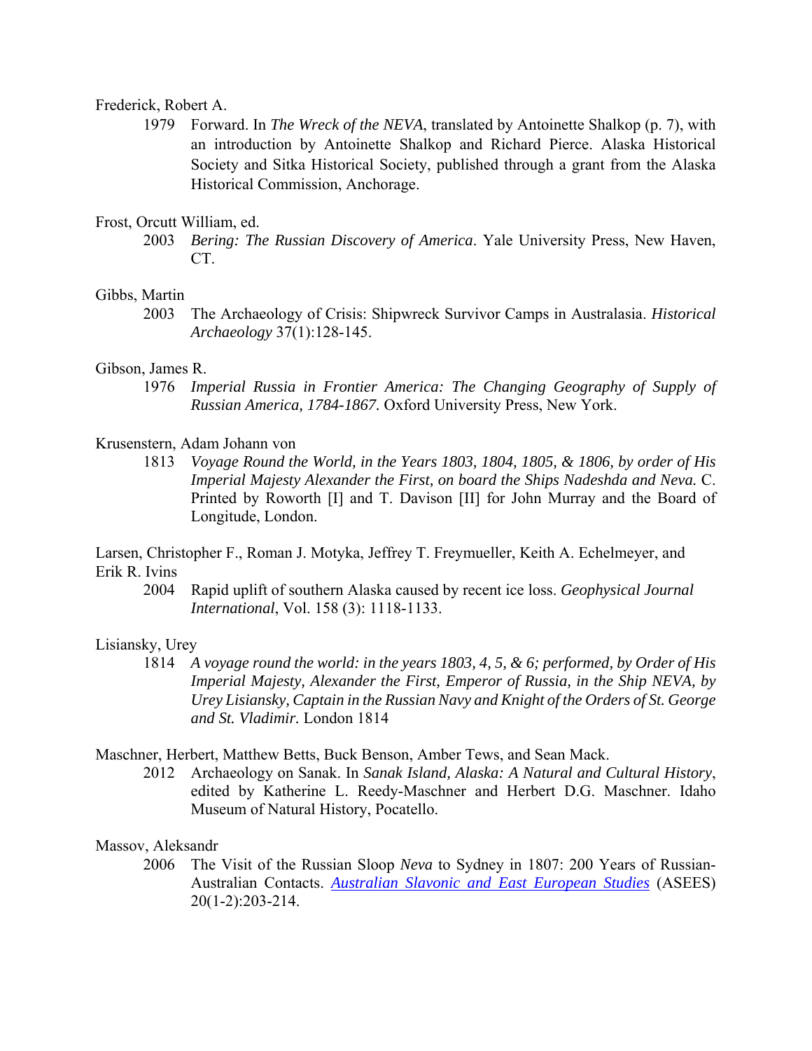Frederick, Robert A.

1979 Forward. In *The Wreck of the NEVA*, translated by Antoinette Shalkop (p. 7), with an introduction by Antoinette Shalkop and Richard Pierce. Alaska Historical Society and Sitka Historical Society, published through a grant from the Alaska Historical Commission, Anchorage.

Frost, Orcutt William, ed.

2003 *Bering: The Russian Discovery of America*. Yale University Press, New Haven, CT.

Gibbs, Martin

2003 The Archaeology of Crisis: Shipwreck Survivor Camps in Australasia. *Historical Archaeology* 37(1):128-145.

Gibson, James R.

1976 *Imperial Russia in Frontier America: The Changing Geography of Supply of Russian America, 1784-1867.* Oxford University Press, New York.

Krusenstern, Adam Johann von

1813 *Voyage Round the World, in the Years 1803, 1804, 1805, & 1806, by order of His Imperial Majesty Alexander the First, on board the Ships Nadeshda and Neva.* C. Printed by Roworth [I] and T. Davison [II] for John Murray and the Board of Longitude, London.

Larsen, Christopher F., Roman J. Motyka, Jeffrey T. Freymueller, Keith A. Echelmeyer, and Erik R. Ivins

2004 Rapid uplift of southern Alaska caused by recent ice loss. *Geophysical Journal International*, Vol. 158 (3): 1118-1133.

Lisiansky, Urey

1814 *A voyage round the world: in the years 1803, 4, 5, & 6; performed, by Order of His Imperial Majesty, Alexander the First, Emperor of Russia, in the Ship NEVA, by Urey Lisiansky, Captain in the Russian Navy and Knight of the Orders of St. George and St. Vladimir.* London 1814

Maschner, Herbert, Matthew Betts, Buck Benson, Amber Tews, and Sean Mack.

2012 Archaeology on Sanak. In *Sanak Island, Alaska: A Natural and Cultural History*, edited by Katherine L. Reedy-Maschner and Herbert D.G. Maschner. Idaho Museum of Natural History, Pocatello.

Massov, Aleksandr

2006 The Visit of the Russian Sloop *Neva* to Sydney in 1807: 200 Years of Russian-Australian Contacts. *Australian Slavonic and East European Studies* (ASEES) 20(1-2):203-214.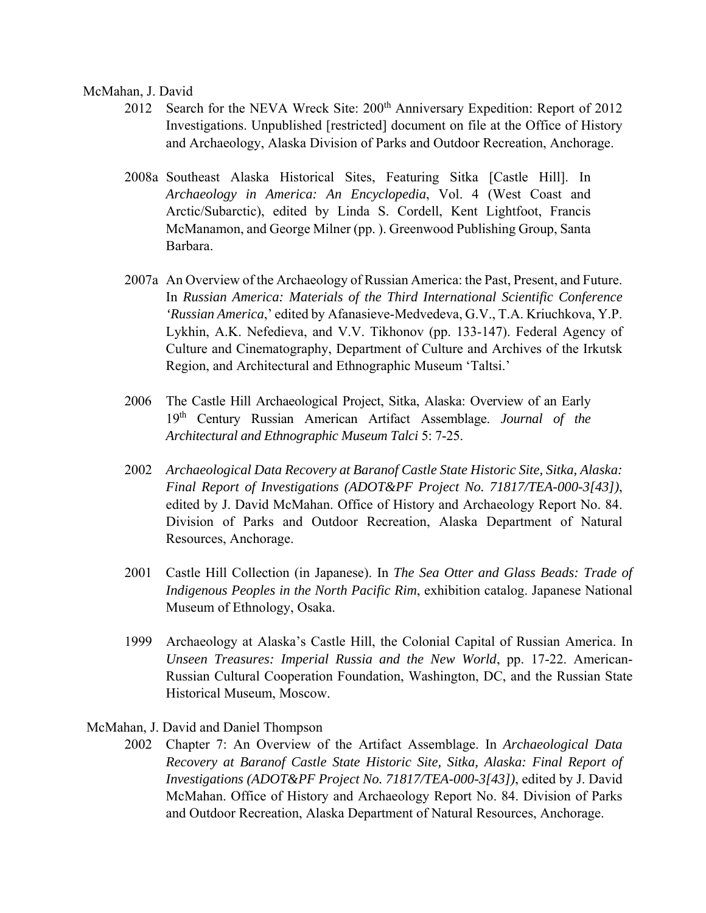McMahan, J. David

2012 Search for the NEVA Wreck Site: 200th Anniversary Expedition: Report of 2012 Investigations. Unpublished [restricted] document on file at the Office of History and Archaeology, Alaska Division of Parks and Outdoor Recreation, Anchorage.

2008a Southeast Alaska Historical Sites, Featuring Sitka [Castle Hill]. In *Archaeology in America: An Encyclopedia*, Vol. 4 (West Coast and Arctic/Subarctic), edited by Linda S. Cordell, Kent Lightfoot, Francis McManamon, and George Milner (pp. ). Greenwood Publishing Group, Santa Barbara.

2007a An Overview of the Archaeology of Russian America: the Past, Present, and Future. In *Russian America: Materials of the Third International Scientific Conference 'Russian America*,' edited by Afanasieve-Medvedeva, G.V., T.A. Kriuchkova, Y.P. Lykhin, A.K. Nefedieva, and V.V. Tikhonov (pp. 133-147). Federal Agency of Culture and Cinematography, Department of Culture and Archives of the Irkutsk Region, and Architectural and Ethnographic Museum 'Taltsi.'

2006 The Castle Hill Archaeological Project, Sitka, Alaska: Overview of an Early 19th Century Russian American Artifact Assemblage. *Journal of the Architectural and Ethnographic Museum Talci* 5: 7-25.

2002 *Archaeological Data Recovery at Baranof Castle State Historic Site, Sitka, Alaska: Final Report of Investigations (ADOT&PF Project No. 71817/TEA-000-3[43])*, edited by J. David McMahan. Office of History and Archaeology Report No. 84. Division of Parks and Outdoor Recreation, Alaska Department of Natural Resources, Anchorage.

2001 Castle Hill Collection (in Japanese). In *The Sea Otter and Glass Beads: Trade of Indigenous Peoples in the North Pacific Rim*, exhibition catalog. Japanese National Museum of Ethnology, Osaka.

1999 Archaeology at Alaska's Castle Hill, the Colonial Capital of Russian America. In *Unseen Treasures: Imperial Russia and the New World*, pp. 17-22. American-Russian Cultural Cooperation Foundation, Washington, DC, and the Russian State Historical Museum, Moscow.

McMahan, J. David and Daniel Thompson

2002 Chapter 7: An Overview of the Artifact Assemblage. In *Archaeological Data Recovery at Baranof Castle State Historic Site, Sitka, Alaska: Final Report of Investigations (ADOT&PF Project No. 71817/TEA-000-3[43])*, edited by J. David McMahan. Office of History and Archaeology Report No. 84. Division of Parks and Outdoor Recreation, Alaska Department of Natural Resources, Anchorage.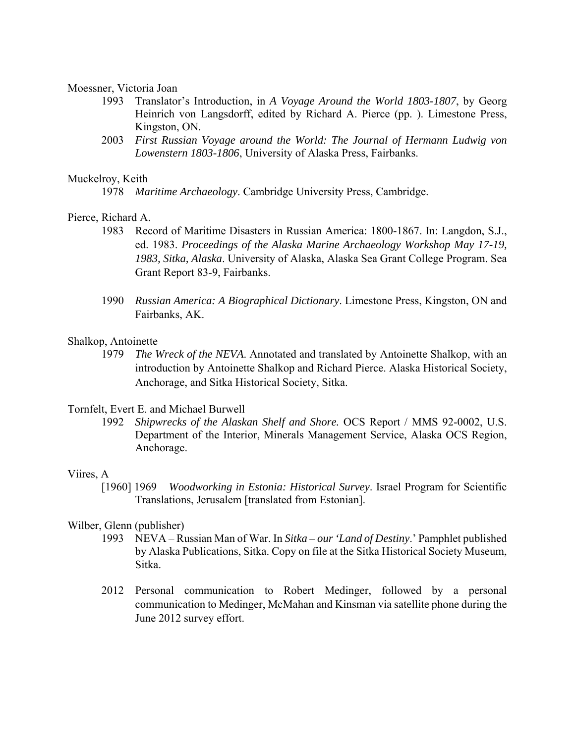Moessner, Victoria Joan

1993 Translator's Introduction, in *A Voyage Around the World 1803-1807*, by Georg Heinrich von Langsdorff, edited by Richard A. Pierce (pp. ). Limestone Press, Kingston, ON.

2003 *First Russian Voyage around the World: The Journal of Hermann Ludwig von Lowenstern 1803-1806*, University of Alaska Press, Fairbanks.

Muckelroy, Keith

1978 *Maritime Archaeology*. Cambridge University Press, Cambridge.

Pierce, Richard A.

1983 Record of Maritime Disasters in Russian America: 1800-1867. In: Langdon, S.J., ed. 1983. *Proceedings of the Alaska Marine Archaeology Workshop May 17-19, 1983, Sitka, Alaska*. University of Alaska, Alaska Sea Grant College Program. Sea Grant Report 83-9, Fairbanks.

1990 *Russian America: A Biographical Dictionary*. Limestone Press, Kingston, ON and Fairbanks, AK.

Shalkop, Antoinette

1979 *The Wreck of the NEVA.* Annotated and translated by Antoinette Shalkop, with an introduction by Antoinette Shalkop and Richard Pierce. Alaska Historical Society, Anchorage, and Sitka Historical Society, Sitka.

Tornfelt, Evert E. and Michael Burwell

1992 *Shipwrecks of the Alaskan Shelf and Shore.* OCS Report / MMS 92-0002, U.S. Department of the Interior, Minerals Management Service, Alaska OCS Region, Anchorage.

Viires, A

[1960] 1969 *Woodworking in Estonia: Historical Survey*. Israel Program for Scientific Translations, Jerusalem [translated from Estonian].

Wilber, Glenn (publisher)

1993 NEVA – Russian Man of War. In *Sitka – our 'Land of Destiny*.' Pamphlet published by Alaska Publications, Sitka. Copy on file at the Sitka Historical Society Museum, Sitka.

2012 Personal communication to Robert Medinger, followed by a personal communication to Medinger, McMahan and Kinsman via satellite phone during the June 2012 survey effort.